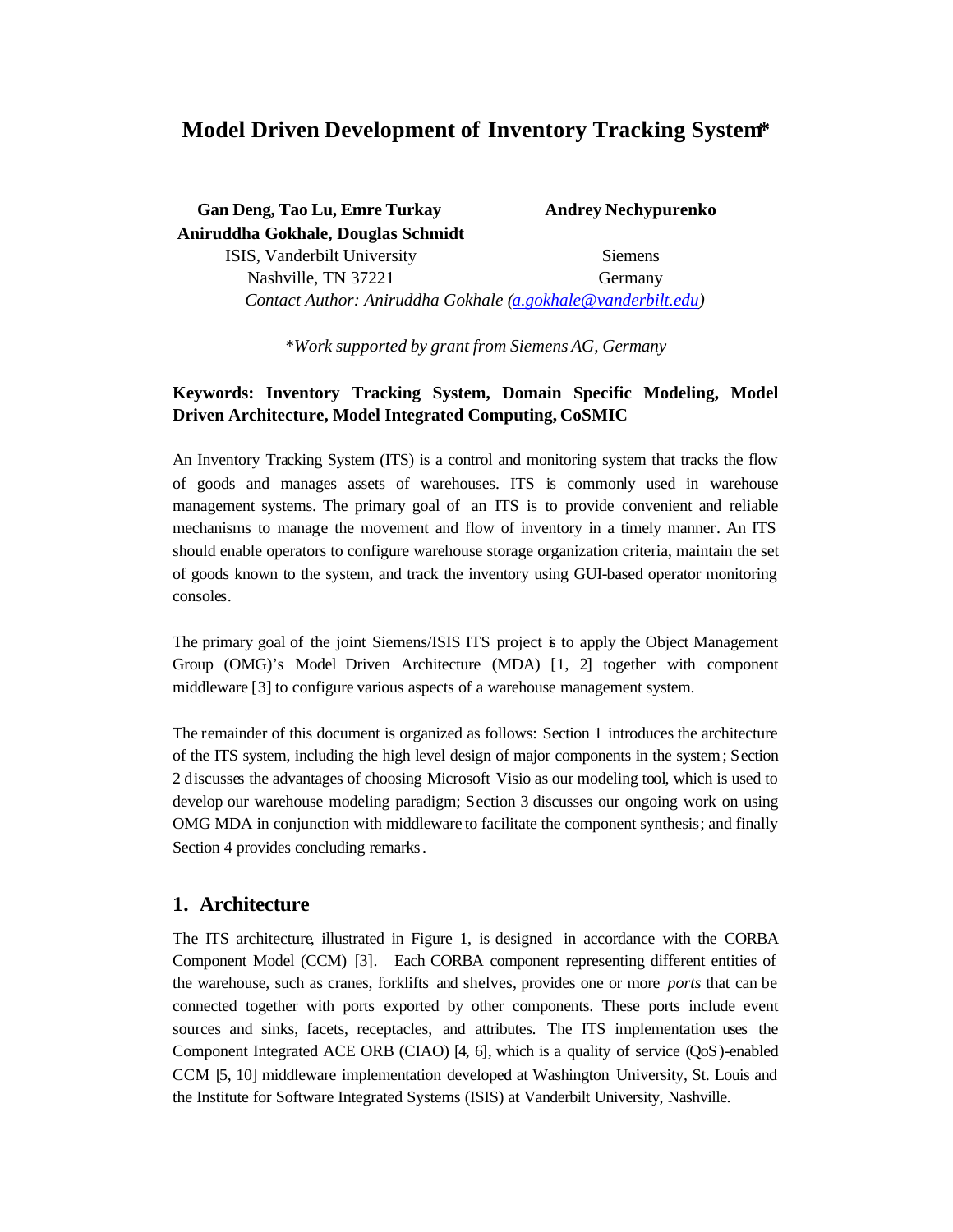# Model Driven Development of Inventory Tracking System*

**Gan Deng, Tao Lu, Emre Turkay**
**Aniruddha Gokhale, Douglas Schmidt**
ISIS, Vanderbilt University
Nashville, TN 37221

**Andrey Nechypurenko**
Siemens
Germany

*Contact Author: Aniruddha Gokhale (a.gokhale@vanderbilt.edu)*

*\*Work supported by grant from Siemens AG, Germany*

**Keywords: Inventory Tracking System, Domain Specific Modeling, Model Driven Architecture, Model Integrated Computing, CoSMIC**

An Inventory Tracking System (ITS) is a control and monitoring system that tracks the flow of goods and manages assets of warehouses. ITS is commonly used in warehouse management systems. The primary goal of an ITS is to provide convenient and reliable mechanisms to manage the movement and flow of inventory in a timely manner. An ITS should enable operators to configure warehouse storage organization criteria, maintain the set of goods known to the system, and track the inventory using GUI-based operator monitoring consoles.

The primary goal of the joint Siemens/ISIS ITS project is to apply the Object Management Group (OMG)'s Model Driven Architecture (MDA) [1, 2] together with component middleware [3] to configure various aspects of a warehouse management system.

The remainder of this document is organized as follows: Section 1 introduces the architecture of the ITS system, including the high level design of major components in the system; Section 2 discusses the advantages of choosing Microsoft Visio as our modeling tool, which is used to develop our warehouse modeling paradigm; Section 3 discusses our ongoing work on using OMG MDA in conjunction with middleware to facilitate the component synthesis; and finally Section 4 provides concluding remarks.

## 1. Architecture

The ITS architecture, illustrated in Figure 1, is designed in accordance with the CORBA Component Model (CCM) [3]. Each CORBA component representing different entities of the warehouse, such as cranes, forklifts and shelves, provides one or more *ports* that can be connected together with ports exported by other components. These ports include event sources and sinks, facets, receptacles, and attributes. The ITS implementation uses the Component Integrated ACE ORB (CIAO) [4, 6], which is a quality of service (QoS)-enabled CCM [5, 10] middleware implementation developed at Washington University, St. Louis and the Institute for Software Integrated Systems (ISIS) at Vanderbilt University, Nashville.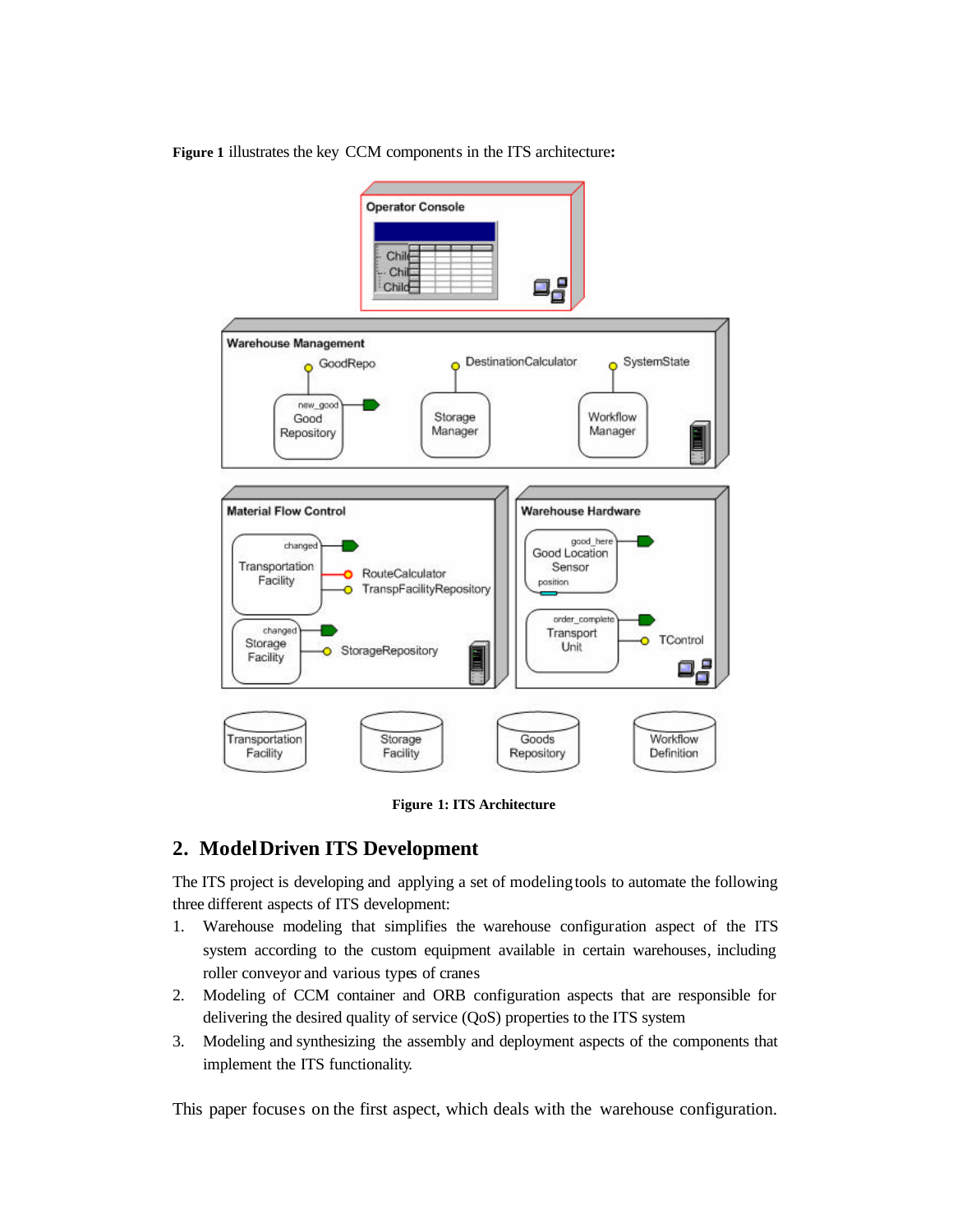**Figure 1** illustrates the key CCM components in the ITS architecture**:**

**Figure 1: ITS Architecture**

## 2. Model Driven ITS Development

The ITS project is developing and applying a set of modeling tools to automate the following three different aspects of ITS development:

1. Warehouse modeling that simplifies the warehouse configuration aspect of the ITS system according to the custom equipment available in certain warehouses, including roller conveyor and various types of cranes
2. Modeling of CCM container and ORB configuration aspects that are responsible for delivering the desired quality of service (QoS) properties to the ITS system
3. Modeling and synthesizing the assembly and deployment aspects of the components that implement the ITS functionality.

This paper focuses on the first aspect, which deals with the warehouse configuration.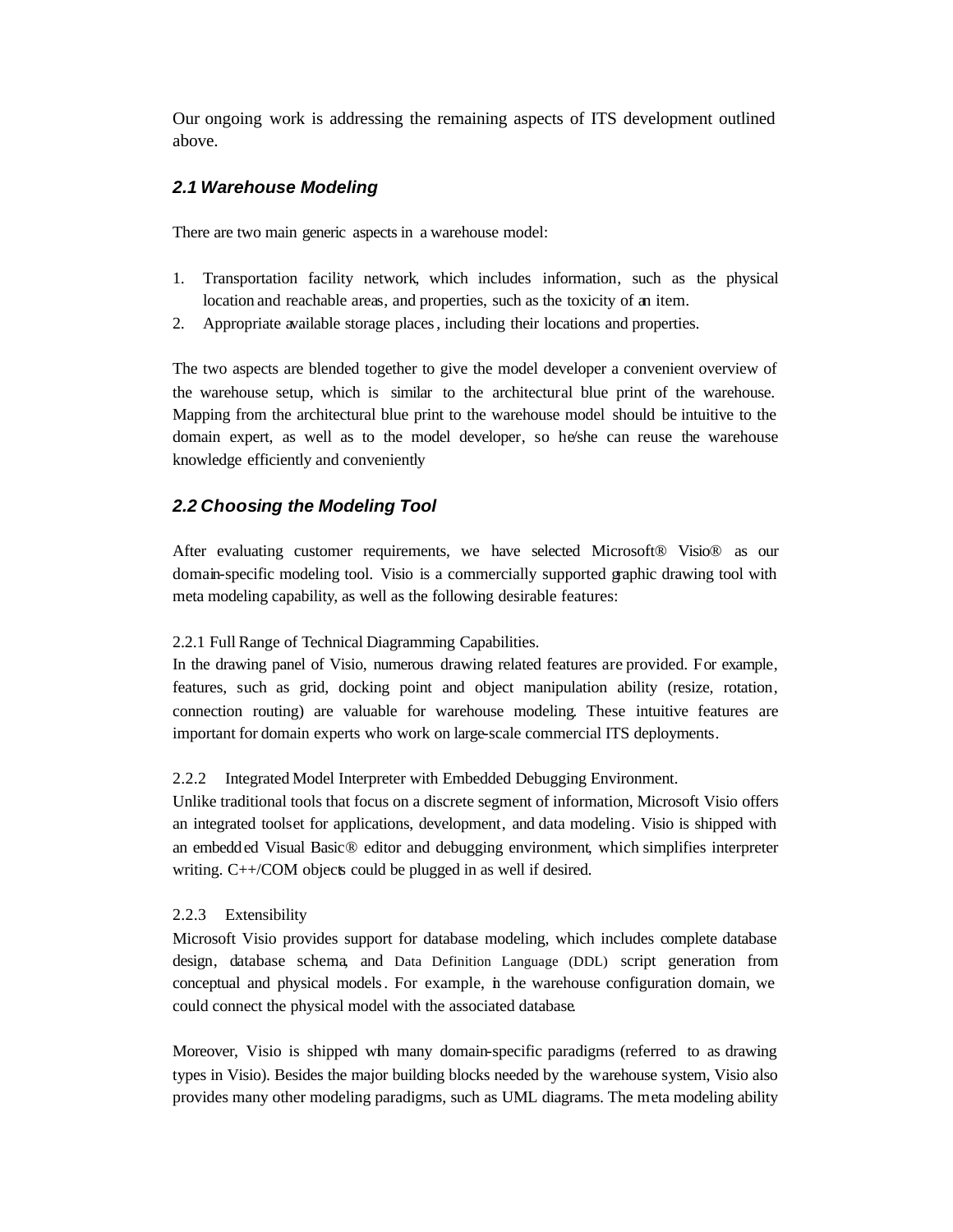Our ongoing work is addressing the remaining aspects of ITS development outlined above.

### *2.1 Warehouse Modeling*

There are two main generic aspects in a warehouse model:

1. Transportation facility network, which includes information, such as the physical location and reachable areas, and properties, such as the toxicity of an item.
2. Appropriate available storage places, including their locations and properties.

The two aspects are blended together to give the model developer a convenient overview of the warehouse setup, which is similar to the architectural blue print of the warehouse. Mapping from the architectural blue print to the warehouse model should be intuitive to the domain expert, as well as to the model developer, so he/she can reuse the warehouse knowledge efficiently and conveniently

### *2.2 Choosing the Modeling Tool*

After evaluating customer requirements, we have selected Microsoft® Visio® as our domain-specific modeling tool. Visio is a commercially supported graphic drawing tool with meta modeling capability, as well as the following desirable features:

2.2.1 Full Range of Technical Diagramming Capabilities.
In the drawing panel of Visio, numerous drawing related features are provided. For example, features, such as grid, docking point and object manipulation ability (resize, rotation, connection routing) are valuable for warehouse modeling. These intuitive features are important for domain experts who work on large-scale commercial ITS deployments.

2.2.2 Integrated Model Interpreter with Embedded Debugging Environment.
Unlike traditional tools that focus on a discrete segment of information, Microsoft Visio offers an integrated toolset for applications, development, and data modeling. Visio is shipped with an embedded Visual Basic® editor and debugging environment, which simplifies interpreter writing. C++/COM objects could be plugged in as well if desired.

2.2.3 Extensibility
Microsoft Visio provides support for database modeling, which includes complete database design, database schema, and Data Definition Language (DDL) script generation from conceptual and physical models. For example, in the warehouse configuration domain, we could connect the physical model with the associated database.

Moreover, Visio is shipped with many domain-specific paradigms (referred to as drawing types in Visio). Besides the major building blocks needed by the warehouse system, Visio also provides many other modeling paradigms, such as UML diagrams. The meta modeling ability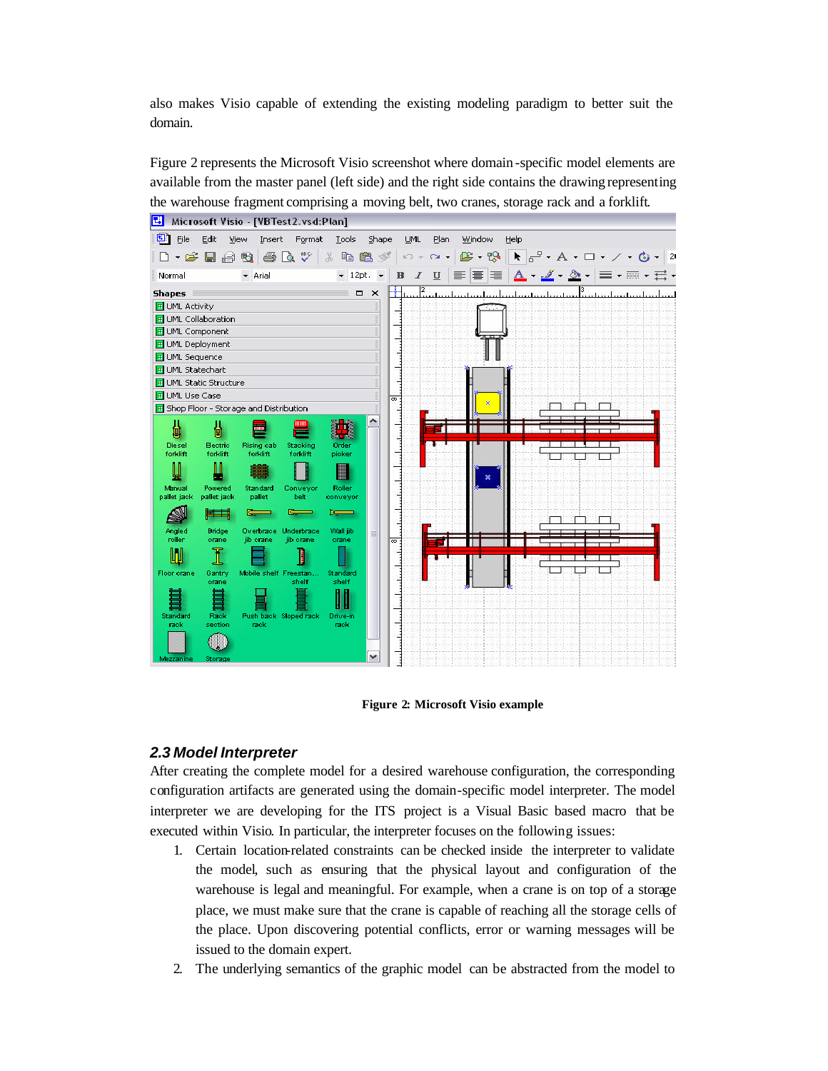also makes Visio capable of extending the existing modeling paradigm to better suit the domain.

Figure 2 represents the Microsoft Visio screenshot where domain-specific model elements are available from the master panel (left side) and the right side contains the drawing representing the warehouse fragment comprising a moving belt, two cranes, storage rack and a forklift.

**Figure 2: Microsoft Visio example**

### *2.3 Model Interpreter*

After creating the complete model for a desired warehouse configuration, the corresponding configuration artifacts are generated using the domain-specific model interpreter. The model interpreter we are developing for the ITS project is a Visual Basic based macro that be executed within Visio. In particular, the interpreter focuses on the following issues:

1. Certain location-related constraints can be checked inside the interpreter to validate the model, such as ensuring that the physical layout and configuration of the warehouse is legal and meaningful. For example, when a crane is on top of a storage place, we must make sure that the crane is capable of reaching all the storage cells of the place. Upon discovering potential conflicts, error or warning messages will be issued to the domain expert.
2. The underlying semantics of the graphic model can be abstracted from the model to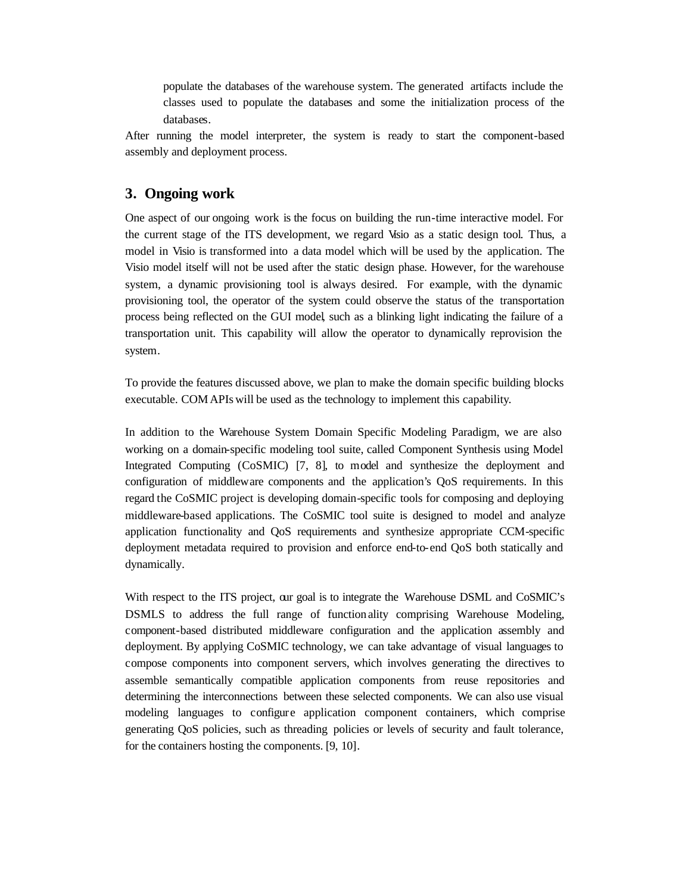populate the databases of the warehouse system. The generated artifacts include the classes used to populate the databases and some the initialization process of the databases.

After running the model interpreter, the system is ready to start the component-based assembly and deployment process.

## 3. Ongoing work

One aspect of our ongoing work is the focus on building the run-time interactive model. For the current stage of the ITS development, we regard Visio as a static design tool. Thus, a model in Visio is transformed into a data model which will be used by the application. The Visio model itself will not be used after the static design phase. However, for the warehouse system, a dynamic provisioning tool is always desired. For example, with the dynamic provisioning tool, the operator of the system could observe the status of the transportation process being reflected on the GUI model, such as a blinking light indicating the failure of a transportation unit. This capability will allow the operator to dynamically reprovision the system.

To provide the features discussed above, we plan to make the domain specific building blocks executable. COM APIs will be used as the technology to implement this capability.

In addition to the Warehouse System Domain Specific Modeling Paradigm, we are also working on a domain-specific modeling tool suite, called Component Synthesis using Model Integrated Computing (CoSMIC) [7, 8], to model and synthesize the deployment and configuration of middleware components and the application's QoS requirements. In this regard the CoSMIC project is developing domain-specific tools for composing and deploying middleware-based applications. The CoSMIC tool suite is designed to model and analyze application functionality and QoS requirements and synthesize appropriate CCM-specific deployment metadata required to provision and enforce end-to-end QoS both statically and dynamically.

With respect to the ITS project, our goal is to integrate the Warehouse DSML and CoSMIC's DSMLS to address the full range of functionality comprising Warehouse Modeling, component-based distributed middleware configuration and the application assembly and deployment. By applying CoSMIC technology, we can take advantage of visual languages to compose components into component servers, which involves generating the directives to assemble semantically compatible application components from reuse repositories and determining the interconnections between these selected components. We can also use visual modeling languages to configure application component containers, which comprise generating QoS policies, such as threading policies or levels of security and fault tolerance, for the containers hosting the components. [9, 10].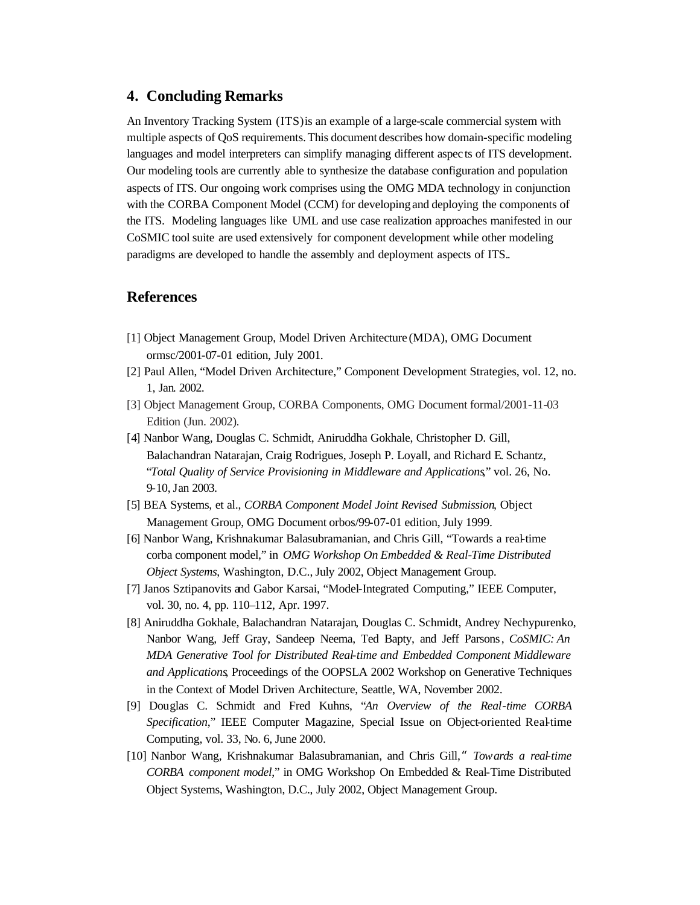## 4. Concluding Remarks

An Inventory Tracking System (ITS) is an example of a large-scale commercial system with multiple aspects of QoS requirements. This document describes how domain-specific modeling languages and model interpreters can simplify managing different aspects of ITS development. Our modeling tools are currently able to synthesize the database configuration and population aspects of ITS. Our ongoing work comprises using the OMG MDA technology in conjunction with the CORBA Component Model (CCM) for developing and deploying the components of the ITS. Modeling languages like UML and use case realization approaches manifested in our CoSMIC tool suite are used extensively for component development while other modeling paradigms are developed to handle the assembly and deployment aspects of ITS..

## References

[1] Object Management Group, Model Driven Architecture (MDA), OMG Document ormsc/2001-07-01 edition, July 2001.

[2] Paul Allen, "Model Driven Architecture," Component Development Strategies, vol. 12, no. 1, Jan. 2002.

[3] Object Management Group, CORBA Components, OMG Document formal/2001-11-03 Edition (Jun. 2002).

[4] Nanbor Wang, Douglas C. Schmidt, Aniruddha Gokhale, Christopher D. Gill, Balachandran Natarajan, Craig Rodrigues, Joseph P. Loyall, and Richard E. Schantz, "*Total Quality of Service Provisioning in Middleware and Applications*," vol. 26, No. 9-10, Jan 2003.

[5] BEA Systems, et al., *CORBA Component Model Joint Revised Submission*, Object Management Group, OMG Document orbos/99-07-01 edition, July 1999.

[6] Nanbor Wang, Krishnakumar Balasubramanian, and Chris Gill, "Towards a real-time corba component model," in *OMG Workshop On Embedded & Real-Time Distributed Object Systems*, Washington, D.C., July 2002, Object Management Group.

[7] Janos Sztipanovits and Gabor Karsai, "Model-Integrated Computing," IEEE Computer, vol. 30, no. 4, pp. 110–112, Apr. 1997.

[8] Aniruddha Gokhale, Balachandran Natarajan, Douglas C. Schmidt, Andrey Nechypurenko, Nanbor Wang, Jeff Gray, Sandeep Neema, Ted Bapty, and Jeff Parsons, *CoSMIC: An MDA Generative Tool for Distributed Real-time and Embedded Component Middleware and Applications*, Proceedings of the OOPSLA 2002 Workshop on Generative Techniques in the Context of Model Driven Architecture, Seattle, WA, November 2002.

[9] Douglas C. Schmidt and Fred Kuhns, "*An Overview of the Real-time CORBA Specification*," IEEE Computer Magazine, Special Issue on Object-oriented Real-time Computing, vol. 33, No. 6, June 2000.

[10] Nanbor Wang, Krishnakumar Balasubramanian, and Chris Gill, "*Towards a real-time CORBA component model*," in OMG Workshop On Embedded & Real-Time Distributed Object Systems, Washington, D.C., July 2002, Object Management Group.